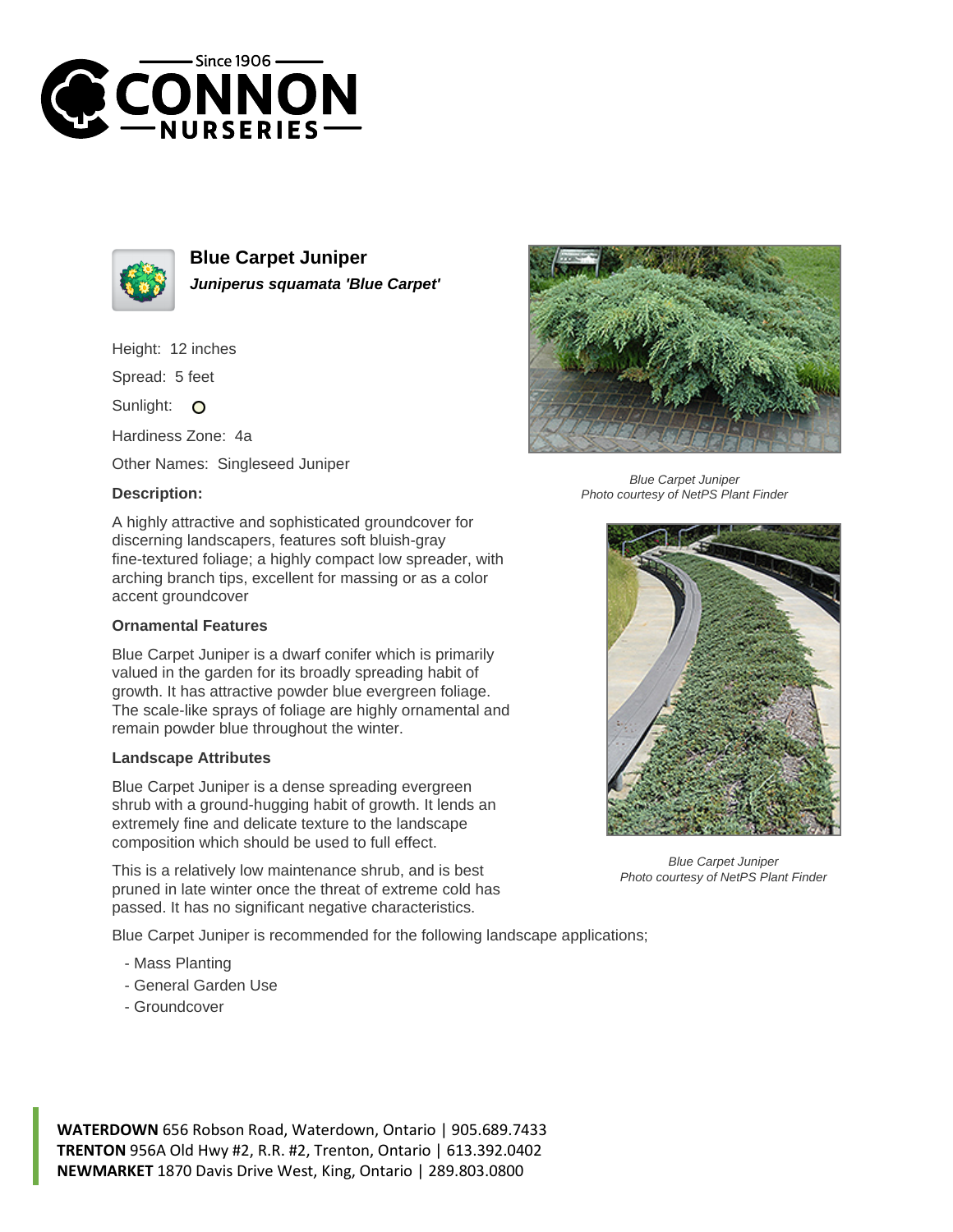# Blue Carpet Juniper

***Juniperus squamata 'Blue Carpet'***

Height: 12 inches

Spread: 5 feet

Sunlight: O

Hardiness Zone: 4a

Other Names: Singleseed Juniper

### Description:

A highly attractive and sophisticated groundcover for discerning landscapers, features soft bluish-gray fine-textured foliage; a highly compact low spreader, with arching branch tips, excellent for massing or as a color accent groundcover

### Ornamental Features

Blue Carpet Juniper is a dwarf conifer which is primarily valued in the garden for its broadly spreading habit of growth. It has attractive powder blue evergreen foliage. The scale-like sprays of foliage are highly ornamental and remain powder blue throughout the winter.

### Landscape Attributes

Blue Carpet Juniper is a dense spreading evergreen shrub with a ground-hugging habit of growth. It lends an extremely fine and delicate texture to the landscape composition which should be used to full effect.

This is a relatively low maintenance shrub, and is best pruned in late winter once the threat of extreme cold has passed. It has no significant negative characteristics.

Blue Carpet Juniper is recommended for the following landscape applications;

- Mass Planting
- General Garden Use
- Groundcover

*Blue Carpet Juniper*
*Photo courtesy of NetPS Plant Finder*

*Blue Carpet Juniper*
*Photo courtesy of NetPS Plant Finder*

**WATERDOWN** 656 Robson Road, Waterdown, Ontario | 905.689.7433
**TRENTON** 956A Old Hwy #2, R.R. #2, Trenton, Ontario | 613.392.0402
**NEWMARKET** 1870 Davis Drive West, King, Ontario | 289.803.0800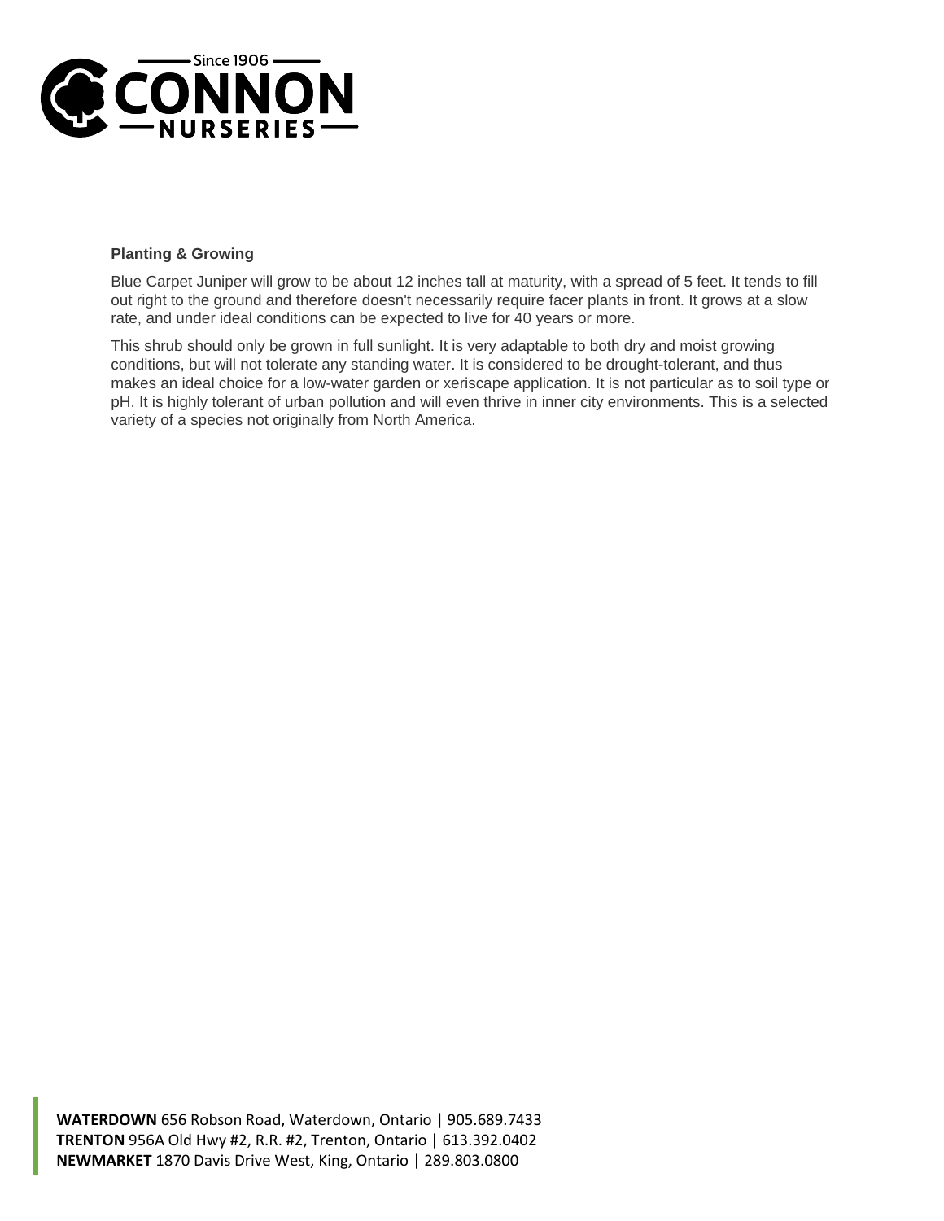### Planting & Growing

Blue Carpet Juniper will grow to be about 12 inches tall at maturity, with a spread of 5 feet. It tends to fill out right to the ground and therefore doesn't necessarily require facer plants in front. It grows at a slow rate, and under ideal conditions can be expected to live for 40 years or more.

This shrub should only be grown in full sunlight. It is very adaptable to both dry and moist growing conditions, but will not tolerate any standing water. It is considered to be drought-tolerant, and thus makes an ideal choice for a low-water garden or xeriscape application. It is not particular as to soil type or pH. It is highly tolerant of urban pollution and will even thrive in inner city environments. This is a selected variety of a species not originally from North America.